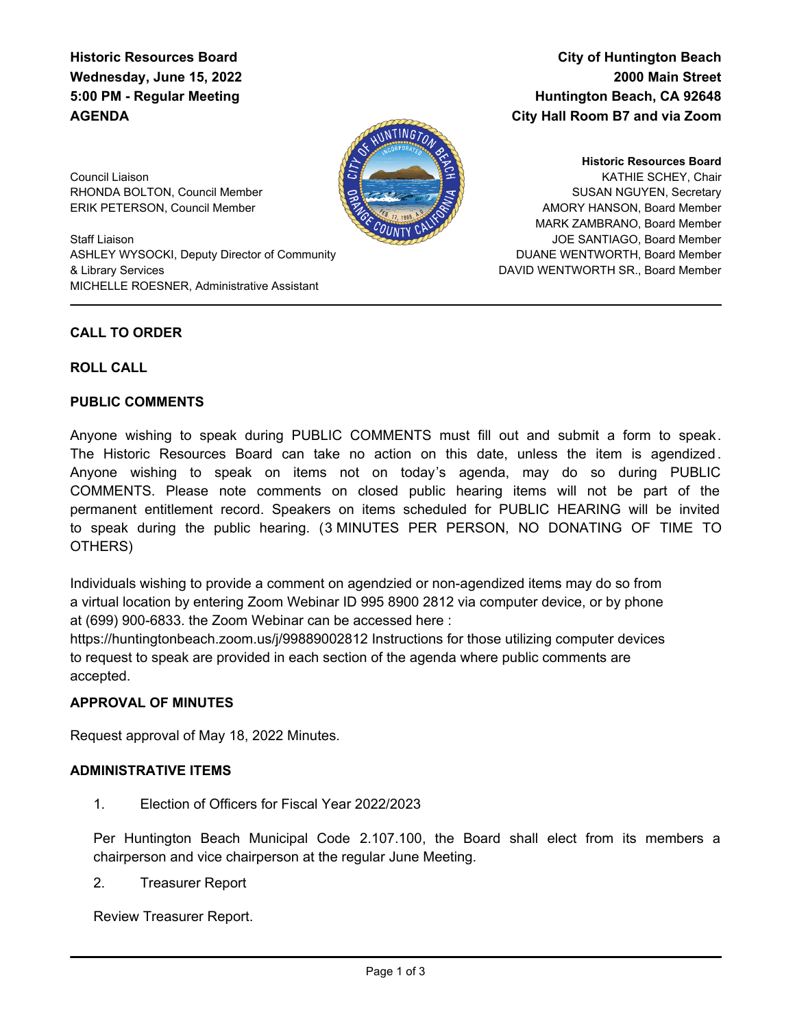**Historic Resources Board**
**Wednesday, June 15, 2022**
**5:00 PM - Regular Meeting**
**AGENDA**

**City of Huntington Beach**
**2000 Main Street**
**Huntington Beach, CA 92648**
**City Hall Room B7 and via Zoom**

Council Liaison
RHONDA BOLTON, Council Member
ERIK PETERSON, Council Member

Staff Liaison
ASHLEY WYSOCKI, Deputy Director of Community & Library Services
MICHELLE ROESNER, Administrative Assistant

**Historic Resources Board**
KATHIE SCHEY, Chair
SUSAN NGUYEN, Secretary
AMORY HANSON, Board Member
MARK ZAMBRANO, Board Member
JOE SANTIAGO, Board Member
DUANE WENTWORTH, Board Member
DAVID WENTWORTH SR., Board Member

---

**CALL TO ORDER**

**ROLL CALL**

**PUBLIC COMMENTS**

Anyone wishing to speak during PUBLIC COMMENTS must fill out and submit a form to speak. The Historic Resources Board can take no action on this date, unless the item is agendized. Anyone wishing to speak on items not on today's agenda, may do so during PUBLIC COMMENTS. Please note comments on closed public hearing items will not be part of the permanent entitlement record. Speakers on items scheduled for PUBLIC HEARING will be invited to speak during the public hearing. (3 MINUTES PER PERSON, NO DONATING OF TIME TO OTHERS)

Individuals wishing to provide a comment on agendzied or non-agendized items may do so from a virtual location by entering Zoom Webinar ID 995 8900 2812 via computer device, or by phone at (699) 900-6833. the Zoom Webinar can be accessed here : https://huntingtonbeach.zoom.us/j/99889002812 Instructions for those utilizing computer devices to request to speak are provided in each section of the agenda where public comments are accepted.

**APPROVAL OF MINUTES**

Request approval of May 18, 2022 Minutes.

**ADMINISTRATIVE ITEMS**

1. Election of Officers for Fiscal Year 2022/2023

Per Huntington Beach Municipal Code 2.107.100, the Board shall elect from its members a chairperson and vice chairperson at the regular June Meeting.

2. Treasurer Report

Review Treasurer Report.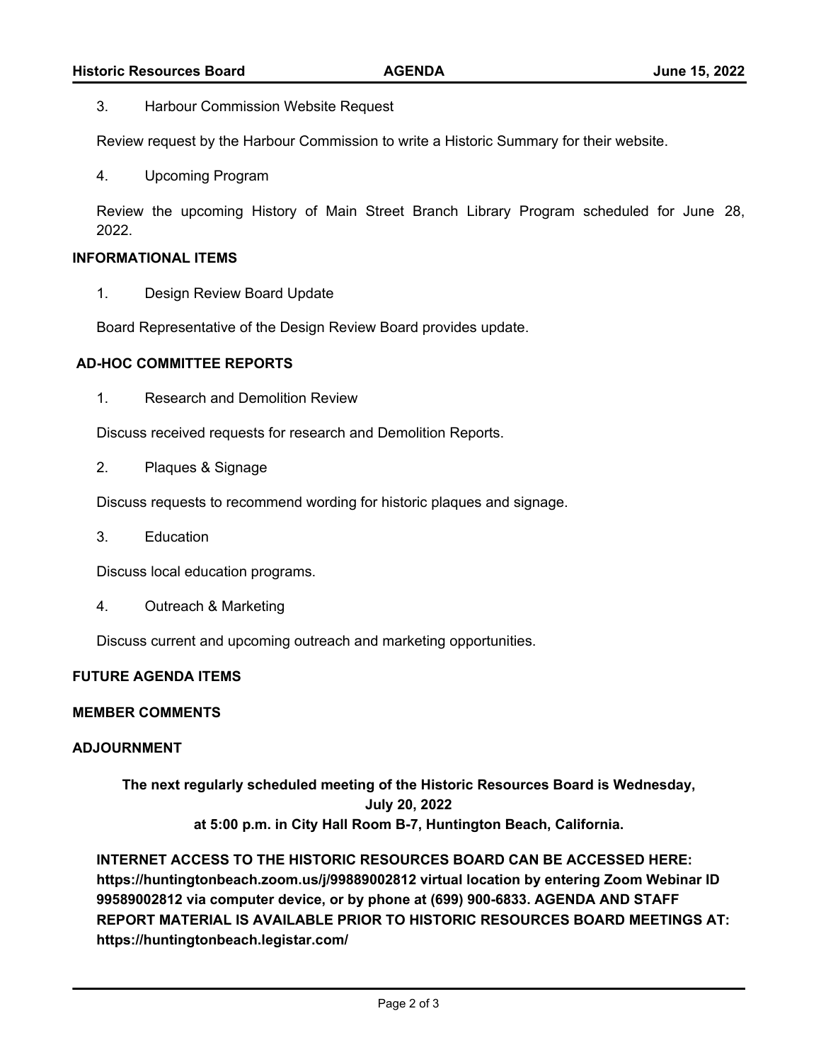3. Harbour Commission Website Request

Review request by the Harbour Commission to write a Historic Summary for their website.

4. Upcoming Program

Review the upcoming History of Main Street Branch Library Program scheduled for June 28, 2022.

**INFORMATIONAL ITEMS**

1. Design Review Board Update

Board Representative of the Design Review Board provides update.

**AD-HOC COMMITTEE REPORTS**

1. Research and Demolition Review

Discuss received requests for research and Demolition Reports.

2. Plaques & Signage

Discuss requests to recommend wording for historic plaques and signage.

3. Education

Discuss local education programs.

4. Outreach & Marketing

Discuss current and upcoming outreach and marketing opportunities.

**FUTURE AGENDA ITEMS**

**MEMBER COMMENTS**

**ADJOURNMENT**

**The next regularly scheduled meeting of the Historic Resources Board is Wednesday, July 20, 2022 at 5:00 p.m. in City Hall Room B-7, Huntington Beach, California.**

**INTERNET ACCESS TO THE HISTORIC RESOURCES BOARD CAN BE ACCESSED HERE: https://huntingtonbeach.zoom.us/j/99889002812 virtual location by entering Zoom Webinar ID 99589002812 via computer device, or by phone at (699) 900-6833. AGENDA AND STAFF REPORT MATERIAL IS AVAILABLE PRIOR TO HISTORIC RESOURCES BOARD MEETINGS AT: https://huntingtonbeach.legistar.com/**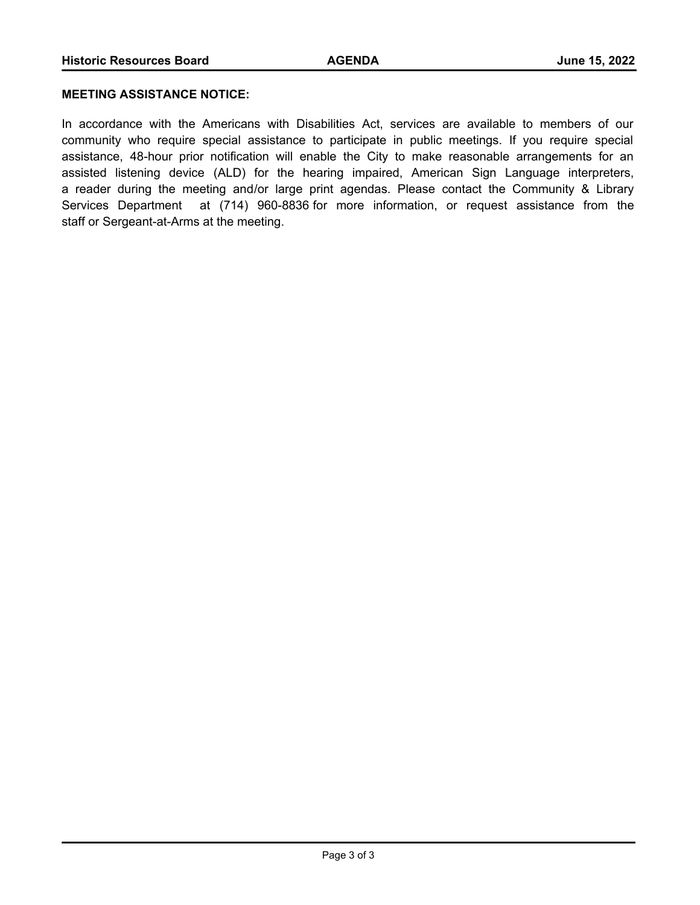**MEETING ASSISTANCE NOTICE:**

In accordance with the Americans with Disabilities Act, services are available to members of our community who require special assistance to participate in public meetings. If you require special assistance, 48-hour prior notification will enable the City to make reasonable arrangements for an assisted listening device (ALD) for the hearing impaired, American Sign Language interpreters, a reader during the meeting and/or large print agendas. Please contact the Community & Library Services Department at (714) 960-8836 for more information, or request assistance from the staff or Sergeant-at-Arms at the meeting.